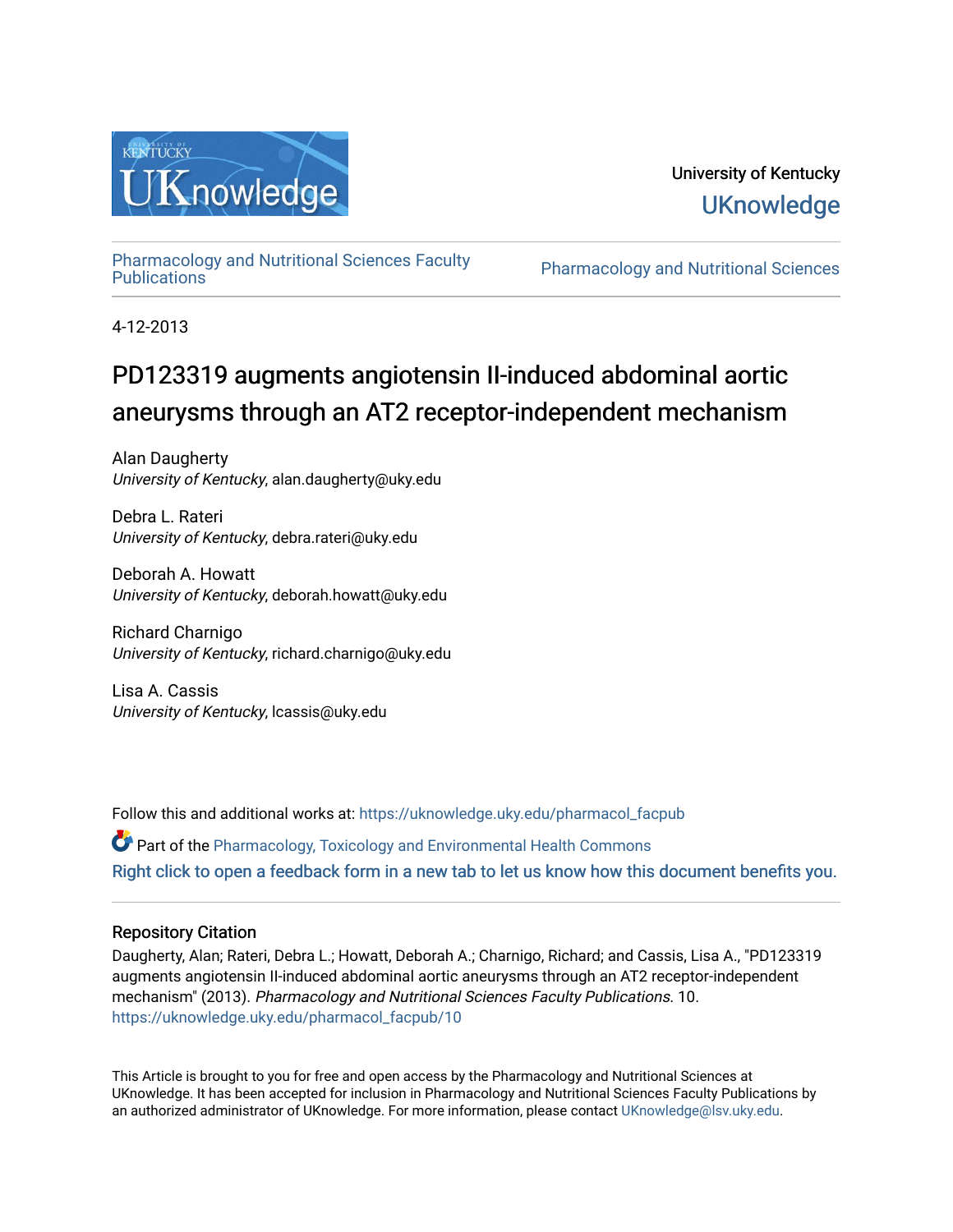University of Kentucky

UKnowledge

Pharmacology and Nutritional Sciences Faculty Publications

Pharmacology and Nutritional Sciences

4-12-2013

# PD123319 augments angiotensin II-induced abdominal aortic aneurysms through an AT2 receptor-independent mechanism

Alan Daugherty
*University of Kentucky*, alan.daugherty@uky.edu

Debra L. Rateri
*University of Kentucky*, debra.rateri@uky.edu

Deborah A. Howatt
*University of Kentucky*, deborah.howatt@uky.edu

Richard Charnigo
*University of Kentucky*, richard.charnigo@uky.edu

Lisa A. Cassis
*University of Kentucky*, lcassis@uky.edu

Follow this and additional works at: https://uknowledge.uky.edu/pharmacol_facpub

Part of the Pharmacology, Toxicology and Environmental Health Commons

Right click to open a feedback form in a new tab to let us know how this document benefits you.

## Repository Citation

Daugherty, Alan; Rateri, Debra L.; Howatt, Deborah A.; Charnigo, Richard; and Cassis, Lisa A., "PD123319 augments angiotensin II-induced abdominal aortic aneurysms through an AT2 receptor-independent mechanism" (2013). *Pharmacology and Nutritional Sciences Faculty Publications*. 10.
https://uknowledge.uky.edu/pharmacol_facpub/10

This Article is brought to you for free and open access by the Pharmacology and Nutritional Sciences at UKnowledge. It has been accepted for inclusion in Pharmacology and Nutritional Sciences Faculty Publications by an authorized administrator of UKnowledge. For more information, please contact UKnowledge@lsv.uky.edu.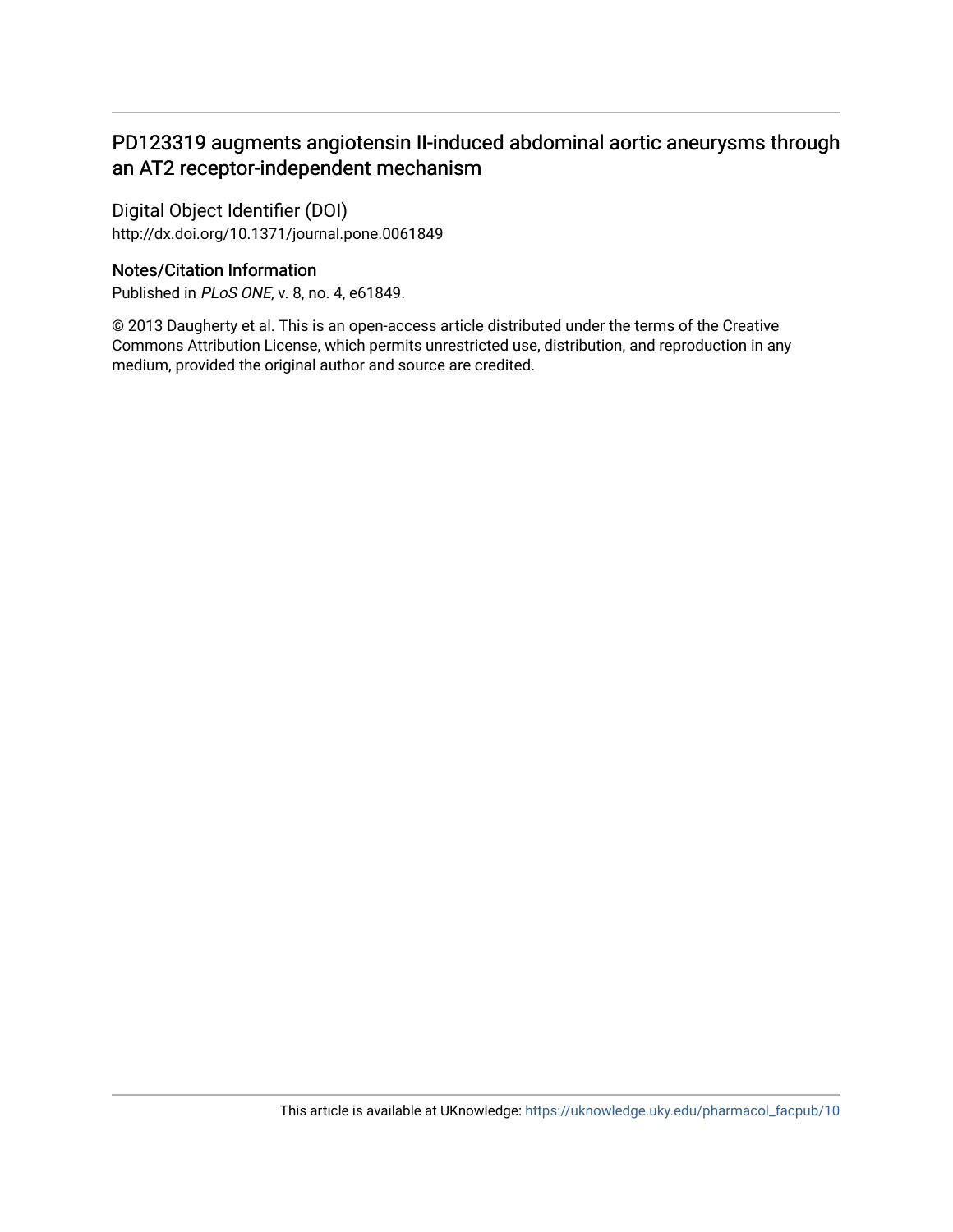# PD123319 augments angiotensin II-induced abdominal aortic aneurysms through an AT2 receptor-independent mechanism

## Digital Object Identifier (DOI)

http://dx.doi.org/10.1371/journal.pone.0061849

## Notes/Citation Information

Published in *PLoS ONE*, v. 8, no. 4, e61849.

© 2013 Daugherty et al. This is an open-access article distributed under the terms of the Creative Commons Attribution License, which permits unrestricted use, distribution, and reproduction in any medium, provided the original author and source are credited.

This article is available at UKnowledge: https://uknowledge.uky.edu/pharmacol_facpub/10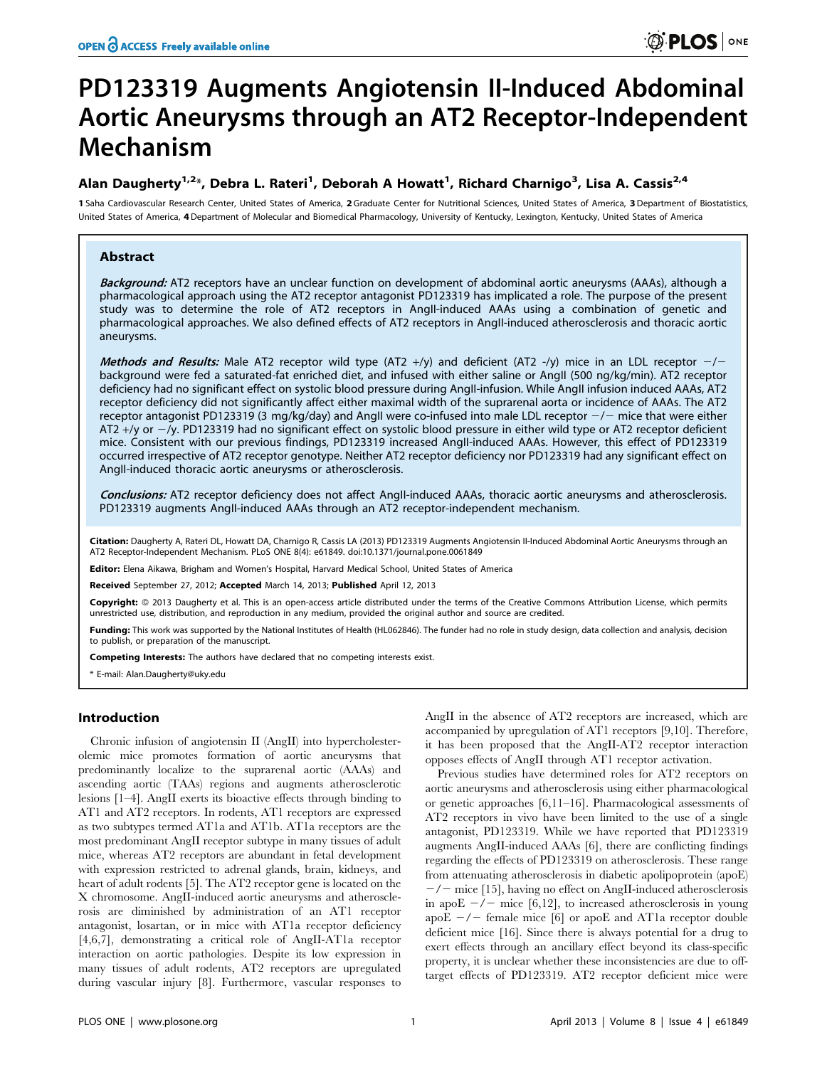# PD123319 Augments Angiotensin II-Induced Abdominal Aortic Aneurysms through an AT2 Receptor-Independent Mechanism

**Alan Daugherty[1,2]*, Debra L. Rateri[1], Deborah A Howatt[1], Richard Charnigo[3], Lisa A. Cassis[2,4]**

1 Saha Cardiovascular Research Center, United States of America, 2 Graduate Center for Nutritional Sciences, United States of America, 3 Department of Biostatistics, United States of America, 4 Department of Molecular and Biomedical Pharmacology, University of Kentucky, Lexington, Kentucky, United States of America

## Abstract

***Background:*** AT2 receptors have an unclear function on development of abdominal aortic aneurysms (AAAs), although a pharmacological approach using the AT2 receptor antagonist PD123319 has implicated a role. The purpose of the present study was to determine the role of AT2 receptors in AngII-induced AAAs using a combination of genetic and pharmacological approaches. We also defined effects of AT2 receptors in AngII-induced atherosclerosis and thoracic aortic aneurysms.

***Methods and Results:*** Male AT2 receptor wild type (AT2 +/y) and deficient (AT2 -/y) mice in an LDL receptor −/− background were fed a saturated-fat enriched diet, and infused with either saline or AngII (500 ng/kg/min). AT2 receptor deficiency had no significant effect on systolic blood pressure during AngII-infusion. While AngII infusion induced AAAs, AT2 receptor deficiency did not significantly affect either maximal width of the suprarenal aorta or incidence of AAAs. The AT2 receptor antagonist PD123319 (3 mg/kg/day) and AngII were co-infused into male LDL receptor −/− mice that were either AT2 +/y or −/y. PD123319 had no significant effect on systolic blood pressure in either wild type or AT2 receptor deficient mice. Consistent with our previous findings, PD123319 increased AngII-induced AAAs. However, this effect of PD123319 occurred irrespective of AT2 receptor genotype. Neither AT2 receptor deficiency nor PD123319 had any significant effect on AngII-induced thoracic aortic aneurysms or atherosclerosis.

***Conclusions:*** AT2 receptor deficiency does not affect AngII-induced AAAs, thoracic aortic aneurysms and atherosclerosis. PD123319 augments AngII-induced AAAs through an AT2 receptor-independent mechanism.

**Citation:** Daugherty A, Rateri DL, Howatt DA, Charnigo R, Cassis LA (2013) PD123319 Augments Angiotensin II-Induced Abdominal Aortic Aneurysms through an AT2 Receptor-Independent Mechanism. PLoS ONE 8(4): e61849. doi:10.1371/journal.pone.0061849

**Editor:** Elena Aikawa, Brigham and Women's Hospital, Harvard Medical School, United States of America

**Received** September 27, 2012; **Accepted** March 14, 2013; **Published** April 12, 2013

**Copyright:** © 2013 Daugherty et al. This is an open-access article distributed under the terms of the Creative Commons Attribution License, which permits unrestricted use, distribution, and reproduction in any medium, provided the original author and source are credited.

**Funding:** This work was supported by the National Institutes of Health (HL062846). The funder had no role in study design, data collection and analysis, decision to publish, or preparation of the manuscript.

**Competing Interests:** The authors have declared that no competing interests exist.

\* E-mail: Alan.Daugherty@uky.edu

## Introduction

Chronic infusion of angiotensin II (AngII) into hypercholesterolemic mice promotes formation of aortic aneurysms that predominantly localize to the suprarenal aortic (AAAs) and ascending aortic (TAAs) regions and augments atherosclerotic lesions [1–4]. AngII exerts its bioactive effects through binding to AT1 and AT2 receptors. In rodents, AT1 receptors are expressed as two subtypes termed AT1a and AT1b. AT1a receptors are the most predominant AngII receptor subtype in many tissues of adult mice, whereas AT2 receptors are abundant in fetal development with expression restricted to adrenal glands, brain, kidneys, and heart of adult rodents [5]. The AT2 receptor gene is located on the X chromosome. AngII-induced aortic aneurysms and atherosclerosis are diminished by administration of an AT1 receptor antagonist, losartan, or in mice with AT1a receptor deficiency [4,6,7], demonstrating a critical role of AngII-AT1a receptor interaction on aortic pathologies. Despite its low expression in many tissues of adult rodents, AT2 receptors are upregulated during vascular injury [8]. Furthermore, vascular responses to AngII in the absence of AT2 receptors are increased, which are accompanied by upregulation of AT1 receptors [9,10]. Therefore, it has been proposed that the AngII-AT2 receptor interaction opposes effects of AngII through AT1 receptor activation.

Previous studies have determined roles for AT2 receptors on aortic aneurysms and atherosclerosis using either pharmacological or genetic approaches [6,11–16]. Pharmacological assessments of AT2 receptors in vivo have been limited to the use of a single antagonist, PD123319. While we have reported that PD123319 augments AngII-induced AAAs [6], there are conflicting findings regarding the effects of PD123319 on atherosclerosis. These range from attenuating atherosclerosis in diabetic apolipoprotein (apoE) −/− mice [15], having no effect on AngII-induced atherosclerosis in apoE −/− mice [6,12], to increased atherosclerosis in young apoE −/− female mice [6] or apoE and AT1a receptor double deficient mice [16]. Since there is always potential for a drug to exert effects through an ancillary effect beyond its class-specific property, it is unclear whether these inconsistencies are due to off-target effects of PD123319. AT2 receptor deficient mice were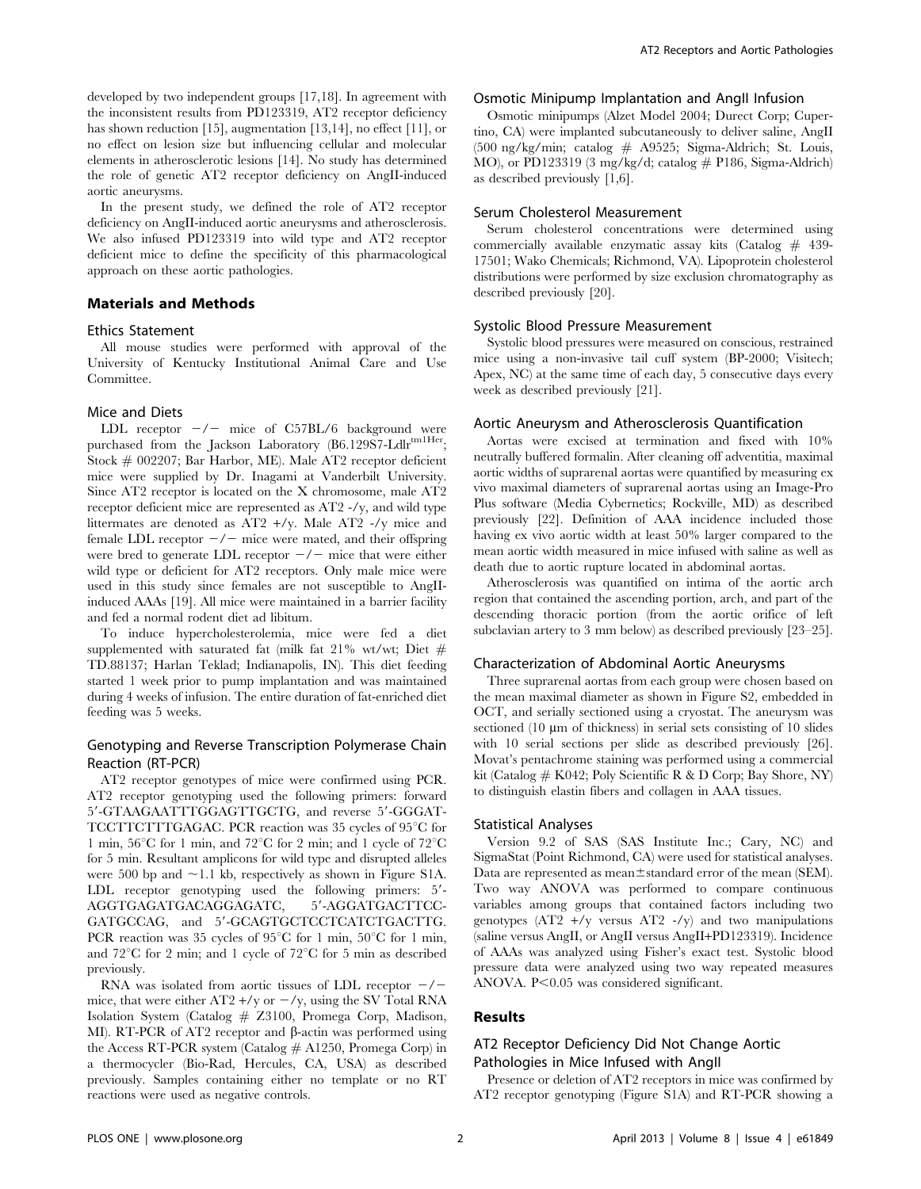developed by two independent groups [17,18]. In agreement with the inconsistent results from PD123319, AT2 receptor deficiency has shown reduction [15], augmentation [13,14], no effect [11], or no effect on lesion size but influencing cellular and molecular elements in atherosclerotic lesions [14]. No study has determined the role of genetic AT2 receptor deficiency on AngII-induced aortic aneurysms.

In the present study, we defined the role of AT2 receptor deficiency on AngII-induced aortic aneurysms and atherosclerosis. We also infused PD123319 into wild type and AT2 receptor deficient mice to define the specificity of this pharmacological approach on these aortic pathologies.

## Materials and Methods

### Ethics Statement

All mouse studies were performed with approval of the University of Kentucky Institutional Animal Care and Use Committee.

### Mice and Diets

LDL receptor −/− mice of C57BL/6 background were purchased from the Jackson Laboratory (B6.129S7-Ldlr$^{tm1Her}$; Stock # 002207; Bar Harbor, ME). Male AT2 receptor deficient mice were supplied by Dr. Inagami at Vanderbilt University. Since AT2 receptor is located on the X chromosome, male AT2 receptor deficient mice are represented as AT2 -/y, and wild type littermates are denoted as AT2 +/y. Male AT2 -/y mice and female LDL receptor −/− mice were mated, and their offspring were bred to generate LDL receptor −/− mice that were either wild type or deficient for AT2 receptors. Only male mice were used in this study since females are not susceptible to AngII-induced AAAs [19]. All mice were maintained in a barrier facility and fed a normal rodent diet ad libitum.

To induce hypercholesterolemia, mice were fed a diet supplemented with saturated fat (milk fat 21% wt/wt; Diet # TD.88137; Harlan Teklad; Indianapolis, IN). This diet feeding started 1 week prior to pump implantation and was maintained during 4 weeks of infusion. The entire duration of fat-enriched diet feeding was 5 weeks.

### Genotyping and Reverse Transcription Polymerase Chain Reaction (RT-PCR)

AT2 receptor genotypes of mice were confirmed using PCR. AT2 receptor genotyping used the following primers: forward 5′-GTAAGAATTTGGAGTTGCTG, and reverse 5′-GGGAT-TCCTTCTTTGAGAC. PCR reaction was 35 cycles of 95°C for 1 min, 56°C for 1 min, and 72°C for 2 min; and 1 cycle of 72°C for 5 min. Resultant amplicons for wild type and disrupted alleles were 500 bp and ~1.1 kb, respectively as shown in Figure S1A. LDL receptor genotyping used the following primers: 5′-AGGTGAGATGACAGGAGATC, 5′-AGGATGACTTCC-GATGCCAG, and 5′-GCAGTGCTCCTCATCTGACTTG. PCR reaction was 35 cycles of 95°C for 1 min, 50°C for 1 min, and 72°C for 2 min; and 1 cycle of 72°C for 5 min as described previously.

RNA was isolated from aortic tissues of LDL receptor −/− mice, that were either AT2 +/y or −/y, using the SV Total RNA Isolation System (Catalog # Z3100, Promega Corp, Madison, MI). RT-PCR of AT2 receptor and β-actin was performed using the Access RT-PCR system (Catalog # A1250, Promega Corp) in a thermocycler (Bio-Rad, Hercules, CA, USA) as described previously. Samples containing either no template or no RT reactions were used as negative controls.

### Osmotic Minipump Implantation and AngII Infusion

Osmotic minipumps (Alzet Model 2004; Durect Corp; Cupertino, CA) were implanted subcutaneously to deliver saline, AngII (500 ng/kg/min; catalog # A9525; Sigma-Aldrich; St. Louis, MO), or PD123319 (3 mg/kg/d; catalog # P186, Sigma-Aldrich) as described previously [1,6].

### Serum Cholesterol Measurement

Serum cholesterol concentrations were determined using commercially available enzymatic assay kits (Catalog # 439-17501; Wako Chemicals; Richmond, VA). Lipoprotein cholesterol distributions were performed by size exclusion chromatography as described previously [20].

### Systolic Blood Pressure Measurement

Systolic blood pressures were measured on conscious, restrained mice using a non-invasive tail cuff system (BP-2000; Visitech; Apex, NC) at the same time of each day, 5 consecutive days every week as described previously [21].

### Aortic Aneurysm and Atherosclerosis Quantification

Aortas were excised at termination and fixed with 10% neutrally buffered formalin. After cleaning off adventitia, maximal aortic widths of suprarenal aortas were quantified by measuring ex vivo maximal diameters of suprarenal aortas using an Image-Pro Plus software (Media Cybernetics; Rockville, MD) as described previously [22]. Definition of AAA incidence included those having ex vivo aortic width at least 50% larger compared to the mean aortic width measured in mice infused with saline as well as death due to aortic rupture located in abdominal aortas.

Atherosclerosis was quantified on intima of the aortic arch region that contained the ascending portion, arch, and part of the descending thoracic portion (from the aortic orifice of left subclavian artery to 3 mm below) as described previously [23–25].

### Characterization of Abdominal Aortic Aneurysms

Three suprarenal aortas from each group were chosen based on the mean maximal diameter as shown in Figure S2, embedded in OCT, and serially sectioned using a cryostat. The aneurysm was sectioned (10 μm of thickness) in serial sets consisting of 10 slides with 10 serial sections per slide as described previously [26]. Movat's pentachrome staining was performed using a commercial kit (Catalog # K042; Poly Scientific R & D Corp; Bay Shore, NY) to distinguish elastin fibers and collagen in AAA tissues.

### Statistical Analyses

Version 9.2 of SAS (SAS Institute Inc.; Cary, NC) and SigmaStat (Point Richmond, CA) were used for statistical analyses. Data are represented as mean±standard error of the mean (SEM). Two way ANOVA was performed to compare continuous variables among groups that contained factors including two genotypes (AT2 +/y versus AT2 -/y) and two manipulations (saline versus AngII, or AngII versus AngII+PD123319). Incidence of AAAs was analyzed using Fisher's exact test. Systolic blood pressure data were analyzed using two way repeated measures ANOVA. $P<0.05$ was considered significant.

## Results

### AT2 Receptor Deficiency Did Not Change Aortic Pathologies in Mice Infused with AngII

Presence or deletion of AT2 receptors in mice was confirmed by AT2 receptor genotyping (Figure S1A) and RT-PCR showing a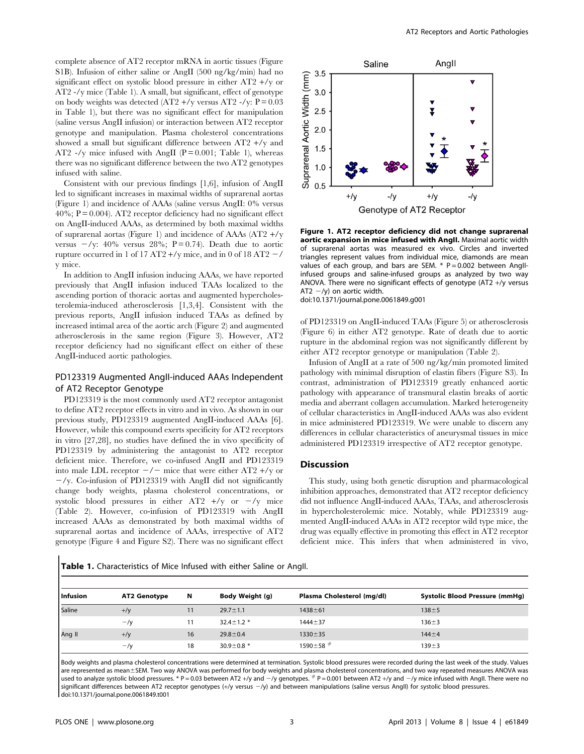complete absence of AT2 receptor mRNA in aortic tissues (Figure S1B). Infusion of either saline or AngII (500 ng/kg/min) had no significant effect on systolic blood pressure in either AT2 +/y or AT2 -/y mice (Table 1). A small, but significant, effect of genotype on body weights was detected (AT2 +/y versus AT2 -/y: P = 0.03 in Table 1), but there was no significant effect for manipulation (saline versus AngII infusion) or interaction between AT2 receptor genotype and manipulation. Plasma cholesterol concentrations showed a small but significant difference between AT2 +/y and AT2 -/y mice infused with AngII (P = 0.001; Table 1), whereas there was no significant difference between the two AT2 genotypes infused with saline.

Consistent with our previous findings [1,6], infusion of AngII led to significant increases in maximal widths of suprarenal aortas (Figure 1) and incidence of AAAs (saline versus AngII: 0% versus 40%; P = 0.004). AT2 receptor deficiency had no significant effect on AngII-induced AAAs, as determined by both maximal widths of suprarenal aortas (Figure 1) and incidence of AAAs (AT2 +/y versus −/y: 40% versus 28%; P = 0.74). Death due to aortic rupture occurred in 1 of 17 AT2 +/y mice, and in 0 of 18 AT2 −/y mice.

In addition to AngII infusion inducing AAAs, we have reported previously that AngII infusion induced TAAs localized to the ascending portion of thoracic aortas and augmented hypercholesterolemia-induced atherosclerosis [1,3,4]. Consistent with the previous reports, AngII infusion induced TAAs as defined by increased intimal area of the aortic arch (Figure 2) and augmented atherosclerosis in the same region (Figure 3). However, AT2 receptor deficiency had no significant effect on either of these AngII-induced aortic pathologies.

### PD123319 Augmented AngII-induced AAAs Independent of AT2 Receptor Genotype

PD123319 is the most commonly used AT2 receptor antagonist to define AT2 receptor effects in vitro and in vivo. As shown in our previous study, PD123319 augmented AngII-induced AAAs [6]. However, while this compound exerts specificity for AT2 receptors in vitro [27,28], no studies have defined the in vivo specificity of PD123319 by administering the antagonist to AT2 receptor deficient mice. Therefore, we co-infused AngII and PD123319 into male LDL receptor −/− mice that were either AT2 +/y or −/y. Co-infusion of PD123319 with AngII did not significantly change body weights, plasma cholesterol concentrations, or systolic blood pressures in either AT2 +/y or −/y mice (Table 2). However, co-infusion of PD123319 with AngII increased AAAs as demonstrated by both maximal widths of suprarenal aortas and incidence of AAAs, irrespective of AT2 genotype (Figure 4 and Figure S2). There was no significant effect of PD123319 on AngII-induced TAAs (Figure 5) or atherosclerosis (Figure 6) in either AT2 genotype. Rate of death due to aortic rupture in the abdominal region was not significantly different by either AT2 receptor genotype or manipulation (Table 2).

Infusion of AngII at a rate of 500 ng/kg/min promoted limited pathology with minimal disruption of elastin fibers (Figure S3). In contrast, administration of PD123319 greatly enhanced aortic pathology with appearance of transmural elastin breaks of aortic media and aberrant collagen accumulation. Marked heterogeneity of cellular characteristics in AngII-induced AAAs was also evident in mice administered PD123319. We were unable to discern any differences in cellular characteristics of aneurysmal tissues in mice administered PD123319 irrespective of AT2 receptor genotype.

**Figure 1. AT2 receptor deficiency did not change suprarenal aortic expansion in mice infused with AngII.** Maximal aortic width of suprarenal aortas was measured ex vivo. Circles and inverted triangles represent values from individual mice, diamonds are mean values of each group, and bars are SEM. * P = 0.002 between AngII-infused groups and saline-infused groups as analyzed by two way ANOVA. There were no significant effects of genotype (AT2 +/y versus AT2 −/y) on aortic width.
doi:10.1371/journal.pone.0061849.g001

## Discussion

This study, using both genetic disruption and pharmacological inhibition approaches, demonstrated that AT2 receptor deficiency did not influence AngII-induced AAAs, TAAs, and atherosclerosis in hypercholesterolemic mice. Notably, while PD123319 augmented AngII-induced AAAs in AT2 receptor wild type mice, the drug was equally effective in promoting this effect in AT2 receptor deficient mice. This infers that when administered in vivo,

**Table 1.** Characteristics of Mice Infused with either Saline or AngII.

| Infusion | AT2 Genotype | N | Body Weight (g) | Plasma Cholesterol (mg/dl) | Systolic Blood Pressure (mmHg) |
|---|---|---|---|---|---|
| Saline | +/y | 11 | 29.7±1.1 | 1438±61 | 138±5 |
| | −/y | 11 | 32.4±1.2 * | 1444±37 | 136±3 |
| Ang II | +/y | 16 | 29.8±0.4 | 1330±35 | 144±4 |
| | −/y | 18 | 30.9±0.8 * | 1590±58 # | 139±3 |

Body weights and plasma cholesterol concentrations were determined at termination. Systolic blood pressures were recorded during the last week of the study. Values are represented as mean±SEM. Two way ANOVA was performed for body weights and plasma cholesterol concentrations, and two way repeated measures ANOVA was used to analyze systolic blood pressures. * P = 0.03 between AT2 +/y and −/y genotypes. # P = 0.001 between AT2 +/y and −/y mice infused with AngII. There were no significant differences between AT2 receptor genotypes (+/y versus −/y) and between manipulations (saline versus AngII) for systolic blood pressures.
doi:10.1371/journal.pone.0061849.t001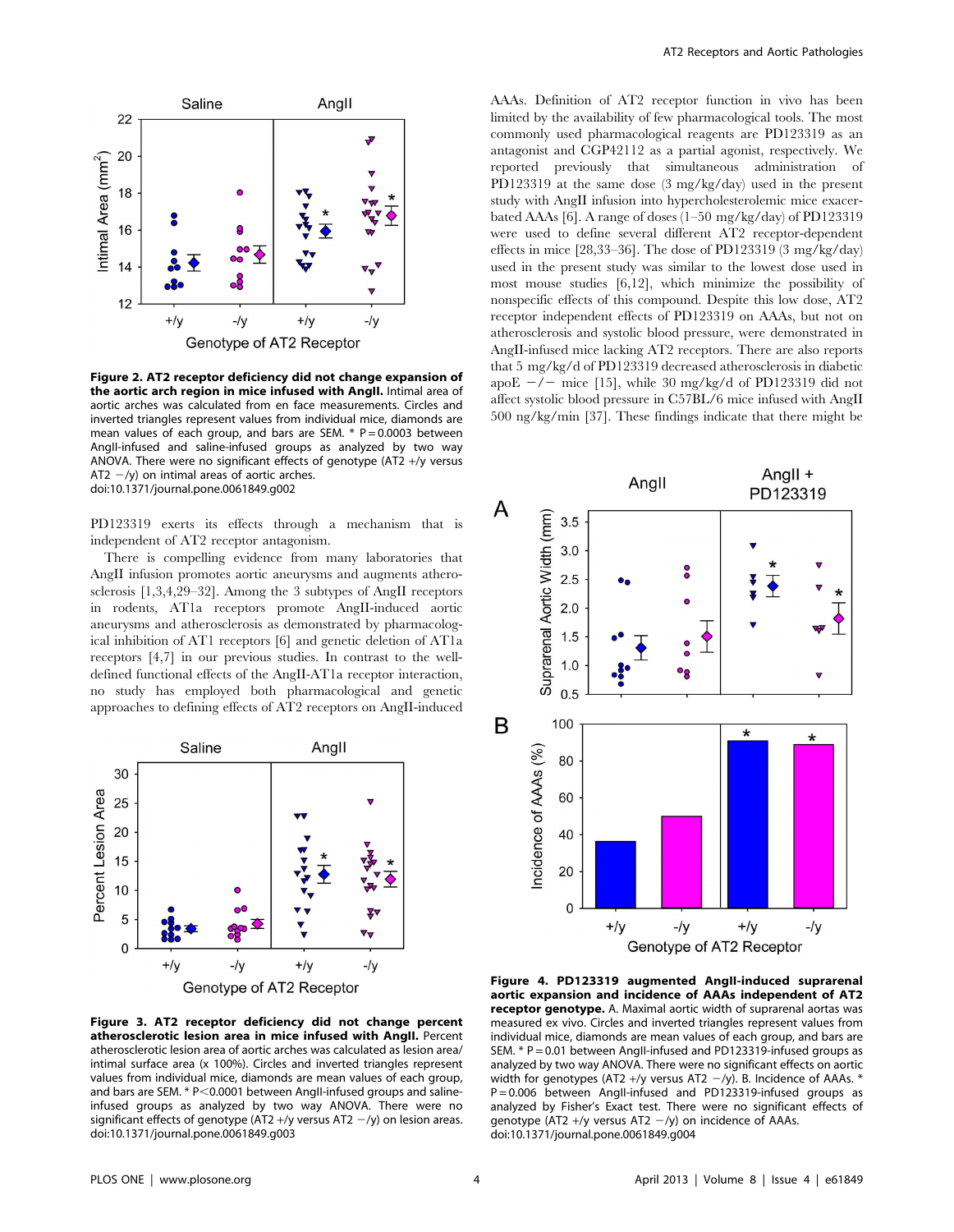Figure 2. AT2 receptor deficiency did not change expansion of the aortic arch region in mice infused with AngII. Intimal area of aortic arches was calculated from en face measurements. Circles and inverted triangles represent values from individual mice, diamonds are mean values of each group, and bars are SEM. * P = 0.0003 between AngII-infused and saline-infused groups as analyzed by two way ANOVA. There were no significant effects of genotype (AT2 +/y versus AT2 −/y) on intimal areas of aortic arches.
doi:10.1371/journal.pone.0061849.g002

PD123319 exerts its effects through a mechanism that is independent of AT2 receptor antagonism.

There is compelling evidence from many laboratories that AngII infusion promotes aortic aneurysms and augments atherosclerosis [1,3,4,29–32]. Among the 3 subtypes of AngII receptors in rodents, AT1a receptors promote AngII-induced aortic aneurysms and atherosclerosis as demonstrated by pharmacological inhibition of AT1 receptors [6] and genetic deletion of AT1a receptors [4,7] in our previous studies. In contrast to the well-defined functional effects of the AngII-AT1a receptor interaction, no study has employed both pharmacological and genetic approaches to defining effects of AT2 receptors on AngII-induced AAAs. Definition of AT2 receptor function in vivo has been limited by the availability of few pharmacological tools. The most commonly used pharmacological reagents are PD123319 as an antagonist and CGP42112 as a partial agonist, respectively. We reported previously that simultaneous administration of PD123319 at the same dose (3 mg/kg/day) used in the present study with AngII infusion into hypercholesterolemic mice exacerbated AAAs [6]. A range of doses (1–50 mg/kg/day) of PD123319 were used to define several different AT2 receptor-dependent effects in mice [28,33–36]. The dose of PD123319 (3 mg/kg/day) used in the present study was similar to the lowest dose used in most mouse studies [6,12], which minimize the possibility of nonspecific effects of this compound. Despite this low dose, AT2 receptor independent effects of PD123319 on AAAs, but not on atherosclerosis and systolic blood pressure, were demonstrated in AngII-infused mice lacking AT2 receptors. There are also reports that 5 mg/kg/d of PD123319 decreased atherosclerosis in diabetic apoE −/− mice [15], while 30 mg/kg/d of PD123319 did not affect systolic blood pressure in C57BL/6 mice infused with AngII 500 ng/kg/min [37]. These findings indicate that there might be

Figure 3. AT2 receptor deficiency did not change percent atherosclerotic lesion area in mice infused with AngII. Percent atherosclerotic lesion area of aortic arches was calculated as lesion area/intimal surface area (x 100%). Circles and inverted triangles represent values from individual mice, diamonds are mean values of each group, and bars are SEM. * P<0.0001 between AngII-infused groups and saline-infused groups as analyzed by two way ANOVA. There were no significant effects of genotype (AT2 +/y versus AT2 −/y) on lesion areas.
doi:10.1371/journal.pone.0061849.g003

Figure 4. PD123319 augmented AngII-induced suprarenal aortic expansion and incidence of AAAs independent of AT2 receptor genotype. A. Maximal aortic width of suprarenal aortas was measured ex vivo. Circles and inverted triangles represent values from individual mice, diamonds are mean values of each group, and bars are SEM. * P = 0.01 between AngII-infused and PD123319-infused groups as analyzed by two way ANOVA. There were no significant effects on aortic width for genotypes (AT2 +/y versus AT2 −/y). B. Incidence of AAAs. * P = 0.006 between AngII-infused and PD123319-infused groups as analyzed by Fisher's Exact test. There were no significant effects of genotype (AT2 +/y versus AT2 −/y) on incidence of AAAs.
doi:10.1371/journal.pone.0061849.g004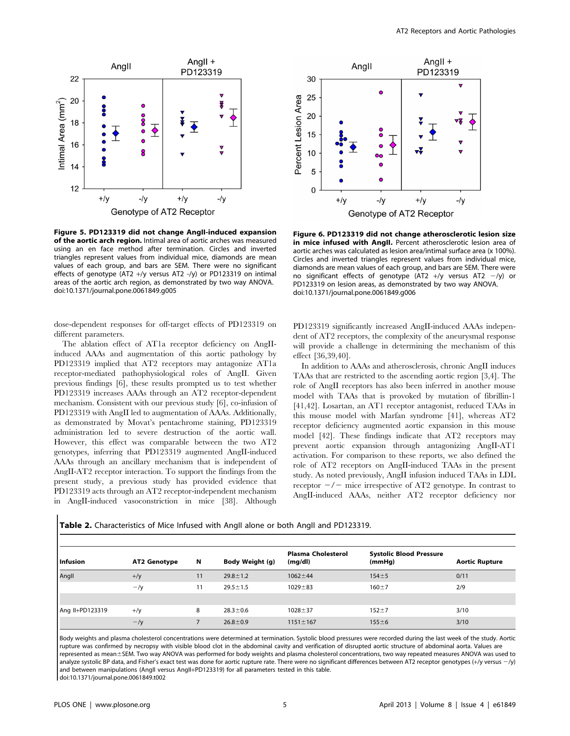**Figure 5. PD123319 did not change AngII-induced expansion of the aortic arch region.** Intimal area of aortic arches was measured using an en face method after termination. Circles and inverted triangles represent values from individual mice, diamonds are mean values of each group, and bars are SEM. There were no significant effects of genotype (AT2 +/y versus AT2 -/y) or PD123319 on intimal areas of the aortic arch region, as demonstrated by two way ANOVA. doi:10.1371/journal.pone.0061849.g005

**Figure 6. PD123319 did not change atherosclerotic lesion size in mice infused with AngII.** Percent atherosclerotic lesion area of aortic arches was calculated as lesion area/intimal surface area (x 100%). Circles and inverted triangles represent values from individual mice, diamonds are mean values of each group, and bars are SEM. There were no significant effects of genotype (AT2 +/y versus AT2 −/y) or PD123319 on lesion areas, as demonstrated by two way ANOVA. doi:10.1371/journal.pone.0061849.g006

dose-dependent responses for off-target effects of PD123319 on different parameters.

The ablation effect of AT1a receptor deficiency on AngII-induced AAAs and augmentation of this aortic pathology by PD123319 implied that AT2 receptors may antagonize AT1a receptor-mediated pathophysiological roles of AngII. Given previous findings [6], these results prompted us to test whether PD123319 increases AAAs through an AT2 receptor-dependent mechanism. Consistent with our previous study [6], co-infusion of PD123319 with AngII led to augmentation of AAAs. Additionally, as demonstrated by Movat's pentachrome staining, PD123319 administration led to severe destruction of the aortic wall. However, this effect was comparable between the two AT2 genotypes, inferring that PD123319 augmented AngII-induced AAAs through an ancillary mechanism that is independent of AngII-AT2 receptor interaction. To support the findings from the present study, a previous study has provided evidence that PD123319 acts through an AT2 receptor-independent mechanism in AngII-induced vasoconstriction in mice [38]. Although PD123319 significantly increased AngII-induced AAAs independent of AT2 receptors, the complexity of the aneurysmal response will provide a challenge in determining the mechanism of this effect [36,39,40].

In addition to AAAs and atherosclerosis, chronic AngII induces TAAs that are restricted to the ascending aortic region [3,4]. The role of AngII receptors has also been inferred in another mouse model with TAAs that is provoked by mutation of fibrillin-1 [41,42]. Losartan, an AT1 receptor antagonist, reduced TAAs in this mouse model with Marfan syndrome [41], whereas AT2 receptor deficiency augmented aortic expansion in this mouse model [42]. These findings indicate that AT2 receptors may prevent aortic expansion through antagonizing AngII-AT1 activation. For comparison to these reports, we also defined the role of AT2 receptors on AngII-induced TAAs in the present study. As noted previously, AngII infusion induced TAAs in LDL receptor −/− mice irrespective of AT2 genotype. In contrast to AngII-induced AAAs, neither AT2 receptor deficiency nor

**Table 2.** Characteristics of Mice Infused with AngII alone or both AngII and PD123319.

| Infusion | AT2 Genotype | N | Body Weight (g) | Plasma Cholesterol (mg/dl) | Systolic Blood Pressure (mmHg) | Aortic Rupture |
|---|---|---|---|---|---|---|
| AngII | +/y | 11 | 29.8±1.2 | 1062±44 | 154±5 | 0/11 |
| | −/y | 11 | 29.5±1.5 | 1029±83 | 160±7 | 2/9 |
| Ang II+PD123319 | +/y | 8 | 28.3±0.6 | 1028±37 | 152±7 | 3/10 |
| | −/y | 7 | 26.8±0.9 | 1151±167 | 155±6 | 3/10 |

Body weights and plasma cholesterol concentrations were determined at termination. Systolic blood pressures were recorded during the last week of the study. Aortic rupture was confirmed by necropsy with visible blood clot in the abdominal cavity and verification of disrupted aortic structure of abdominal aorta. Values are represented as mean±SEM. Two way ANOVA was performed for body weights and plasma cholesterol concentrations, two way repeated measures ANOVA was used to analyze systolic BP data, and Fisher's exact test was done for aortic rupture rate. There were no significant differences between AT2 receptor genotypes (+/y versus −/y) and between manipulations (AngII versus AngII+PD123319) for all parameters tested in this table.
doi:10.1371/journal.pone.0061849.t002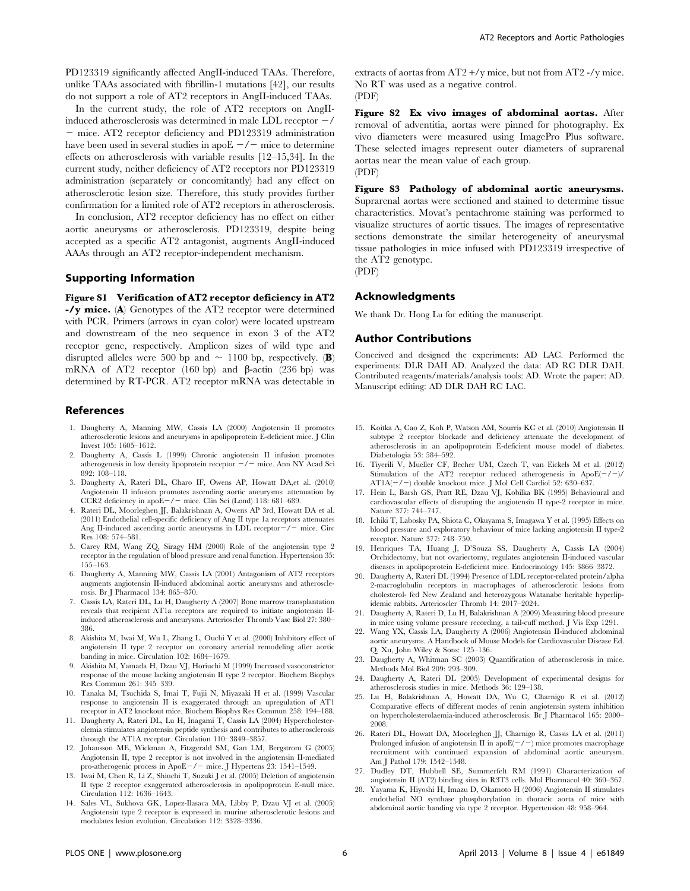PD123319 significantly affected AngII-induced TAAs. Therefore, unlike TAAs associated with fibrillin-1 mutations [42], our results do not support a role of AT2 receptors in AngII-induced TAAs.

In the current study, the role of AT2 receptors on AngII-induced atherosclerosis was determined in male LDL receptor −/− mice. AT2 receptor deficiency and PD123319 administration have been used in several studies in apoE −/− mice to determine effects on atherosclerosis with variable results [12–15,34]. In the current study, neither deficiency of AT2 receptors nor PD123319 administration (separately or concomitantly) had any effect on atherosclerotic lesion size. Therefore, this study provides further confirmation for a limited role of AT2 receptors in atherosclerosis.

In conclusion, AT2 receptor deficiency has no effect on either aortic aneurysms or atherosclerosis. PD123319, despite being accepted as a specific AT2 antagonist, augments AngII-induced AAAs through an AT2 receptor-independent mechanism.

## Supporting Information

**Figure S1 Verification of AT2 receptor deficiency in AT2 -/y mice.** (**A**) Genotypes of the AT2 receptor were determined with PCR. Primers (arrows in cyan color) were located upstream and downstream of the neo sequence in exon 3 of the AT2 receptor gene, respectively. Amplicon sizes of wild type and disrupted alleles were 500 bp and ~ 1100 bp, respectively. (**B**) mRNA of AT2 receptor (160 bp) and β-actin (236 bp) was determined by RT-PCR. AT2 receptor mRNA was detectable in extracts of aortas from AT2 +/y mice, but not from AT2 -/y mice. No RT was used as a negative control.
(PDF)

**Figure S2 Ex vivo images of abdominal aortas.** After removal of adventitia, aortas were pinned for photography. Ex vivo diameters were measured using ImagePro Plus software. These selected images represent outer diameters of suprarenal aortas near the mean value of each group.
(PDF)

**Figure S3 Pathology of abdominal aortic aneurysms.** Suprarenal aortas were sectioned and stained to determine tissue characteristics. Movat's pentachrome staining was performed to visualize structures of aortic tissues. The images of representative sections demonstrate the similar heterogeneity of aneurysmal tissue pathologies in mice infused with PD123319 irrespective of the AT2 genotype.
(PDF)

## Acknowledgments

We thank Dr. Hong Lu for editing the manuscript.

## Author Contributions

Conceived and designed the experiments: AD LAC. Performed the experiments: DLR DAH AD. Analyzed the data: AD RC DLR DAH. Contributed reagents/materials/analysis tools: AD. Wrote the paper: AD. Manuscript editing: AD DLR DAH RC LAC.

## References

1. Daugherty A, Manning MW, Cassis LA (2000) Angiotensin II promotes atherosclerotic lesions and aneurysms in apolipoprotein E-deficient mice. J Clin Invest 105: 1605–1612.
2. Daugherty A, Cassis L (1999) Chronic angiotensin II infusion promotes atherogenesis in low density lipoprotein receptor −/− mice. Ann NY Acad Sci 892: 108–118.
3. Daugherty A, Rateri DL, Charo IF, Owens AP, Howatt DA,et al. (2010) Angiotensin II infusion promotes ascending aortic aneurysms: attenuation by CCR2 deficiency in apoE−/− mice. Clin Sci (Lond) 118: 681–689.
4. Rateri DL, Moorleghen JJ, Balakrishnan A, Owens AP 3rd, Howatt DA et al. (2011) Endothelial cell-specific deficiency of Ang II type 1a receptors attenuates Ang II-induced ascending aortic aneurysms in LDL receptor−/− mice. Circ Res 108: 574–581.
5. Carey RM, Wang ZQ, Siragy HM (2000) Role of the angiotensin type 2 receptor in the regulation of blood pressure and renal function. Hypertension 35: 155–163.
6. Daugherty A, Manning MW, Cassis LA (2001) Antagonism of AT2 receptors augments angiotensin II-induced abdominal aortic aneurysms and atherosclerosis. Br J Pharmacol 134: 865–870.
7. Cassis LA, Rateri DL, Lu H, Daugherty A (2007) Bone marrow transplantation reveals that recipient AT1a receptors are required to initiate angiotensin II-induced atherosclerosis and aneurysms. Arterioscler Thromb Vasc Biol 27: 380–386.
8. Akishita M, Iwai M, Wu L, Zhang L, Ouchi Y et al. (2000) Inhibitory effect of angiotensin II type 2 receptor on coronary arterial remodeling after aortic banding in mice. Circulation 102: 1684–1679.
9. Akishita M, Yamada H, Dzau VJ, Horiuchi M (1999) Increased vasoconstrictor response of the mouse lacking angiotensin II type 2 receptor. Biochem Biophys Res Commun 261: 345–339.
10. Tanaka M, Tsuchida S, Imai T, Fujii N, Miyazaki H et al. (1999) Vascular response to angiotensin II is exaggerated through an upregulation of AT1 receptor in AT2 knockout mice. Biochem Biophys Res Commun 258: 194–188.
11. Daugherty A, Rateri DL, Lu H, Inagami T, Cassis LA (2004) Hypercholesterolemia stimulates angiotensin peptide synthesis and contributes to atherosclerosis through the AT1A receptor. Circulation 110: 3849–3857.
12. Johansson ME, Wickman A, Fitzgerald SM, Gan LM, Bergstrom G (2005) Angiotensin II, type 2 receptor is not involved in the angiotensin II-mediated pro-atherogenic process in ApoE−/− mice. J Hypertens 23: 1541–1549.
13. Iwai M, Chen R, Li Z, Shiuchi T, Suzuki J et al. (2005) Deletion of angiotensin II type 2 receptor exaggerated atherosclerosis in apolipoprotein E-null mice. Circulation 112: 1636–1643.
14. Sales VL, Sukhova GK, Lopez-Ilasaca MA, Libby P, Dzau VJ et al. (2005) Angiotensin type 2 receptor is expressed in murine atherosclerotic lesions and modulates lesion evolution. Circulation 112: 3328–3336.
15. Koitka A, Cao Z, Koh P, Watson AM, Sourris KC et al. (2010) Angiotensin II subtype 2 receptor blockade and deficiency attenuate the development of atherosclerosis in an apolipoprotein E-deficient mouse model of diabetes. Diabetologia 53: 584–592.
16. Tiyerili V, Mueller CF, Becher UM, Czech T, van Eickels M et al. (2012) Stimulation of the AT2 receptor reduced atherogenesis in ApoE(−/−)/AT1A(−/−) double knockout mice. J Mol Cell Cardiol 52: 630–637.
17. Hein L, Barsh GS, Pratt RE, Dzau VJ, Kobilka BK (1995) Behavioural and cardiovascular effects of disrupting the angiotensin II type-2 receptor in mice. Nature 377: 744–747.
18. Ichiki T, Labosky PA, Shiota C, Okuyama S, Imagawa Y et al. (1995) Effects on blood pressure and exploratory behaviour of mice lacking angiotensin II type-2 receptor. Nature 377: 748–750.
19. Henriques TA, Huang J, D'Souza SS, Daugherty A, Cassis LA (2004) Orchidectomy, but not ovariectomy, regulates angiotensin II-induced vascular diseases in apolipoprotein E-deficient mice. Endocrinology 145: 3866–3872.
20. Daugherty A, Rateri DL (1994) Presence of LDL receptor-related protein/alpha 2-macroglobulin receptors in macrophages of atherosclerotic lesions from cholesterol- fed New Zealand and heterozygous Watanabe heritable hyperlipidemic rabbits. Arterioscler Thromb 14: 2017–2024.
21. Daugherty A, Rateri D, Lu H, Balakrishnan A (2009) Measuring blood pressure in mice using volume pressure recording, a tail-cuff method. J Vis Exp 1291.
22. Wang YX, Cassis LA, Daugherty A (2006) Angiotensin II-induced abdominal aortic aneurysms. A Handbook of Mouse Models for Cardiovascular Disease Ed. Q. Xu, John Wiley & Sons: 125–136.
23. Daugherty A, Whitman SC (2003) Quantification of atherosclerosis in mice. Methods Mol Biol 209: 293–309.
24. Daugherty A, Rateri DL (2005) Development of experimental designs for atherosclerosis studies in mice. Methods 36: 129–138.
25. Lu H, Balakrishnan A, Howatt DA, Wu C, Charnigo R et al. (2012) Comparative effects of different modes of renin angiotensin system inhibition on hypercholesterolaemia-induced atherosclerosis. Br J Pharmacol 165: 2000–2008.
26. Rateri DL, Howatt DA, Moorleghen JJ, Charnigo R, Cassis LA et al. (2011) Prolonged infusion of angiotensin II in apoE(−/−) mice promotes macrophage recruitment with continued expansion of abdominal aortic aneurysm. Am J Pathol 179: 1542–1548.
27. Dudley DT, Hubbell SE, Summerfelt RM (1991) Characterization of angiotensin II (AT2) binding sites in R3T3 cells. Mol Pharmacol 40: 360–367.
28. Yayama K, Hiyoshi H, Imazu D, Okamoto H (2006) Angiotensin II stimulates endothelial NO synthase phosphorylation in thoracic aorta of mice with abdominal aortic banding via type 2 receptor. Hypertension 48: 958–964.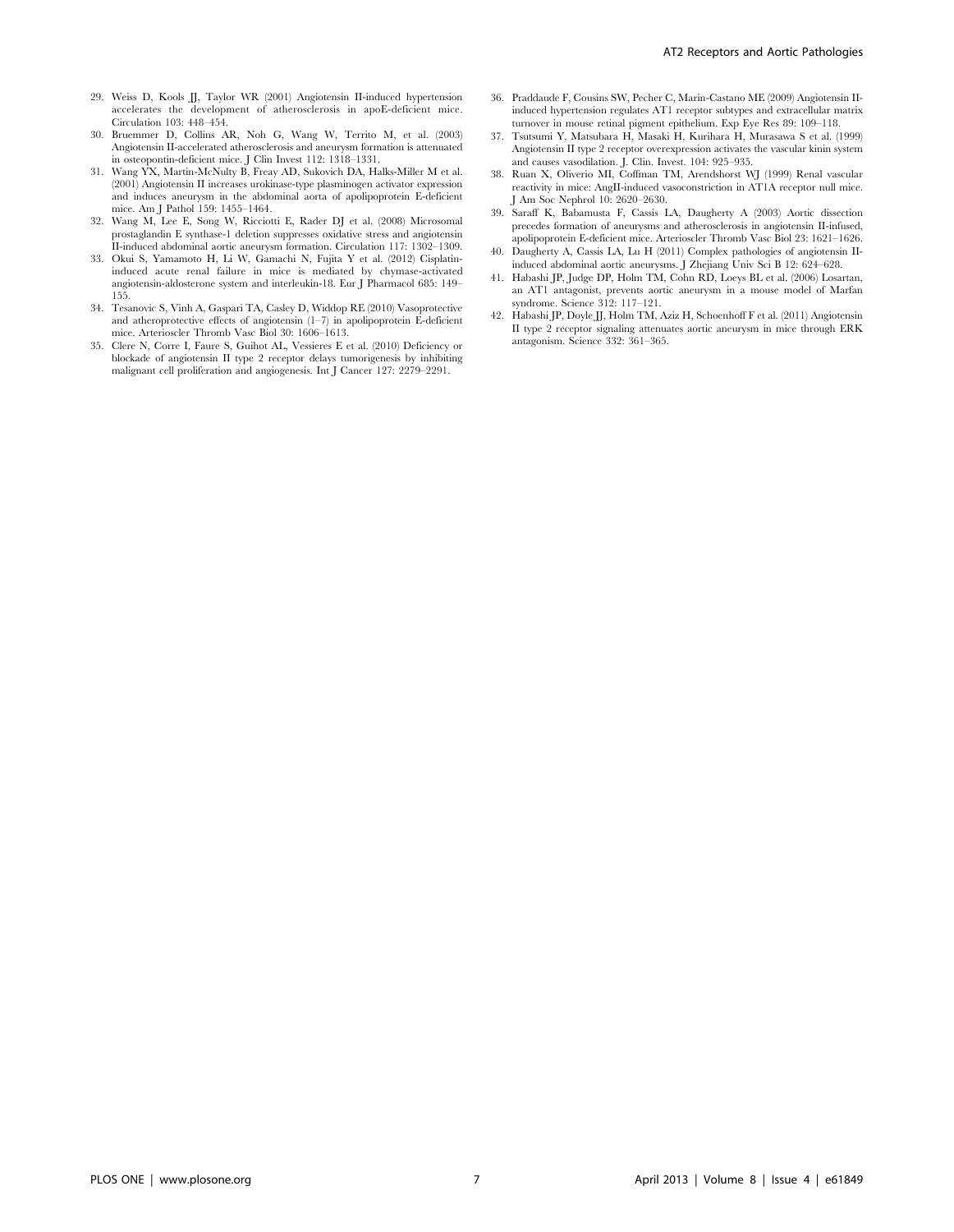29. Weiss D, Kools JJ, Taylor WR (2001) Angiotensin II-induced hypertension accelerates the development of atherosclerosis in apoE-deficient mice. Circulation 103: 448–454.
30. Bruemmer D, Collins AR, Noh G, Wang W, Territo M, et al. (2003) Angiotensin II-accelerated atherosclerosis and aneurysm formation is attenuated in osteopontin-deficient mice. J Clin Invest 112: 1318–1331.
31. Wang YX, Martin-McNulty B, Freay AD, Sukovich DA, Halks-Miller M et al. (2001) Angiotensin II increases urokinase-type plasminogen activator expression and induces aneurysm in the abdominal aorta of apolipoprotein E-deficient mice. Am J Pathol 159: 1455–1464.
32. Wang M, Lee E, Song W, Ricciotti E, Rader DJ et al. (2008) Microsomal prostaglandin E synthase-1 deletion suppresses oxidative stress and angiotensin II-induced abdominal aortic aneurysm formation. Circulation 117: 1302–1309.
33. Okui S, Yamamoto H, Li W, Gamachi N, Fujita Y et al. (2012) Cisplatin-induced acute renal failure in mice is mediated by chymase-activated angiotensin-aldosterone system and interleukin-18. Eur J Pharmacol 685: 149–155.
34. Tesanovic S, Vinh A, Gaspari TA, Casley D, Widdop RE (2010) Vasoprotective and atheroprotective effects of angiotensin (1–7) in apolipoprotein E-deficient mice. Arterioscler Thromb Vasc Biol 30: 1606–1613.
35. Clere N, Corre I, Faure S, Guihot AL, Vessieres E et al. (2010) Deficiency or blockade of angiotensin II type 2 receptor delays tumorigenesis by inhibiting malignant cell proliferation and angiogenesis. Int J Cancer 127: 2279–2291.
36. Praddaude F, Cousins SW, Pecher C, Marin-Castano ME (2009) Angiotensin II-induced hypertension regulates AT1 receptor subtypes and extracellular matrix turnover in mouse retinal pigment epithelium. Exp Eye Res 89: 109–118.
37. Tsutsumi Y, Matsubara H, Masaki H, Kurihara H, Murasawa S et al. (1999) Angiotensin II type 2 receptor overexpression activates the vascular kinin system and causes vasodilation. J. Clin. Invest. 104: 925–935.
38. Ruan X, Oliverio MI, Coffman TM, Arendshorst WJ (1999) Renal vascular reactivity in mice: AngII-induced vasoconstriction in AT1A receptor null mice. J Am Soc Nephrol 10: 2620–2630.
39. Saraff K, Babamusta F, Cassis LA, Daugherty A (2003) Aortic dissection precedes formation of aneurysms and atherosclerosis in angiotensin II-infused, apolipoprotein E-deficient mice. Arterioscler Thromb Vasc Biol 23: 1621–1626.
40. Daugherty A, Cassis LA, Lu H (2011) Complex pathologies of angiotensin II-induced abdominal aortic aneurysms. J Zhejiang Univ Sci B 12: 624–628.
41. Habashi JP, Judge DP, Holm TM, Cohn RD, Loeys BL et al. (2006) Losartan, an AT1 antagonist, prevents aortic aneurysm in a mouse model of Marfan syndrome. Science 312: 117–121.
42. Habashi JP, Doyle JJ, Holm TM, Aziz H, Schoenhoff F et al. (2011) Angiotensin II type 2 receptor signaling attenuates aortic aneurysm in mice through ERK antagonism. Science 332: 361–365.